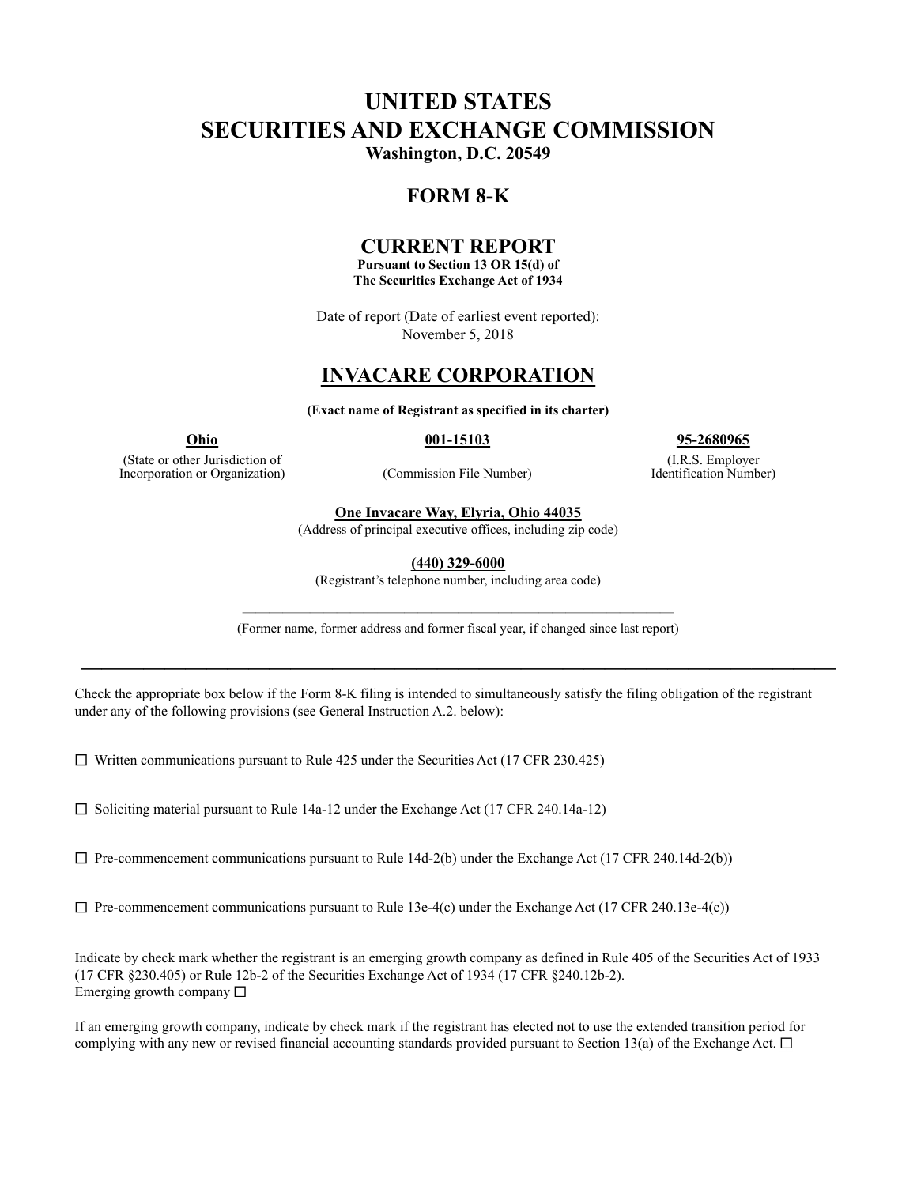# UNITED STATES
# SECURITIES AND EXCHANGE COMMISSION
**Washington, D.C. 20549**

## FORM 8-K

## CURRENT REPORT
**Pursuant to Section 13 OR 15(d) of**
**The Securities Exchange Act of 1934**

Date of report (Date of earliest event reported):
November 5, 2018

## INVACARE CORPORATION

**(Exact name of Registrant as specified in its charter)**

| **Ohio** | **001-15103** | **95-2680965** |
|---|---|---|
| (State or other Jurisdiction of Incorporation or Organization) | (Commission File Number) | (I.R.S. Employer Identification Number) |

**One Invacare Way, Elyria, Ohio 44035**
(Address of principal executive offices, including zip code)

**(440) 329-6000**
(Registrant's telephone number, including area code)

(Former name, former address and former fiscal year, if changed since last report)

---

Check the appropriate box below if the Form 8-K filing is intended to simultaneously satisfy the filing obligation of the registrant under any of the following provisions (see General Instruction A.2. below):

☐ Written communications pursuant to Rule 425 under the Securities Act (17 CFR 230.425)

☐ Soliciting material pursuant to Rule 14a-12 under the Exchange Act (17 CFR 240.14a-12)

☐ Pre-commencement communications pursuant to Rule 14d-2(b) under the Exchange Act (17 CFR 240.14d-2(b))

☐ Pre-commencement communications pursuant to Rule 13e-4(c) under the Exchange Act (17 CFR 240.13e-4(c))

Indicate by check mark whether the registrant is an emerging growth company as defined in Rule 405 of the Securities Act of 1933 (17 CFR §230.405) or Rule 12b-2 of the Securities Exchange Act of 1934 (17 CFR §240.12b-2).
Emerging growth company ☐

If an emerging growth company, indicate by check mark if the registrant has elected not to use the extended transition period for complying with any new or revised financial accounting standards provided pursuant to Section 13(a) of the Exchange Act. ☐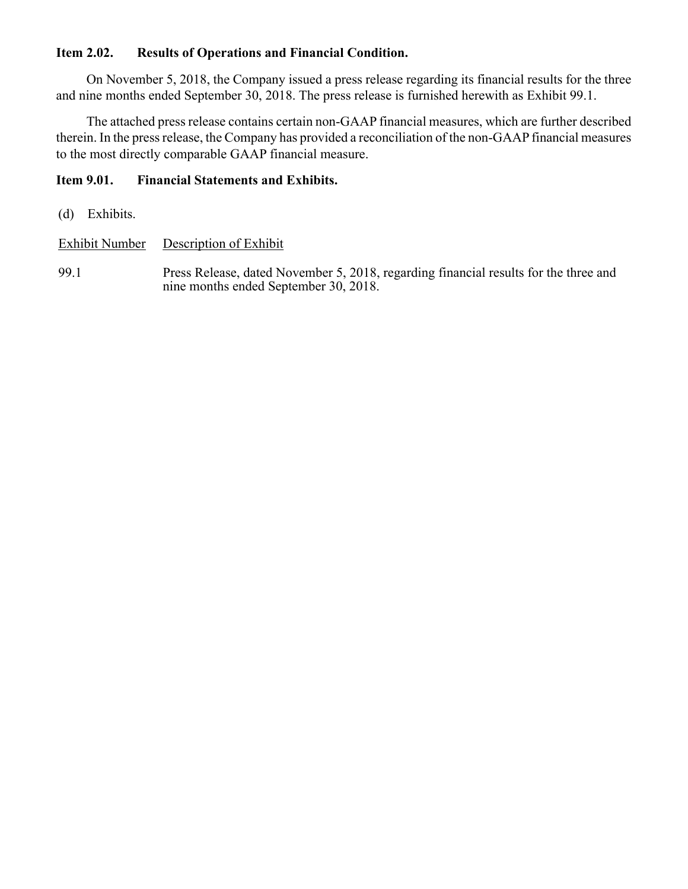**Item 2.02. Results of Operations and Financial Condition.**

On November 5, 2018, the Company issued a press release regarding its financial results for the three and nine months ended September 30, 2018. The press release is furnished herewith as Exhibit 99.1.

The attached press release contains certain non-GAAP financial measures, which are further described therein. In the press release, the Company has provided a reconciliation of the non-GAAP financial measures to the most directly comparable GAAP financial measure.

**Item 9.01. Financial Statements and Exhibits.**

(d) Exhibits.

| Exhibit Number | Description of Exhibit |
| --- | --- |
| 99.1 | Press Release, dated November 5, 2018, regarding financial results for the three and nine months ended September 30, 2018. |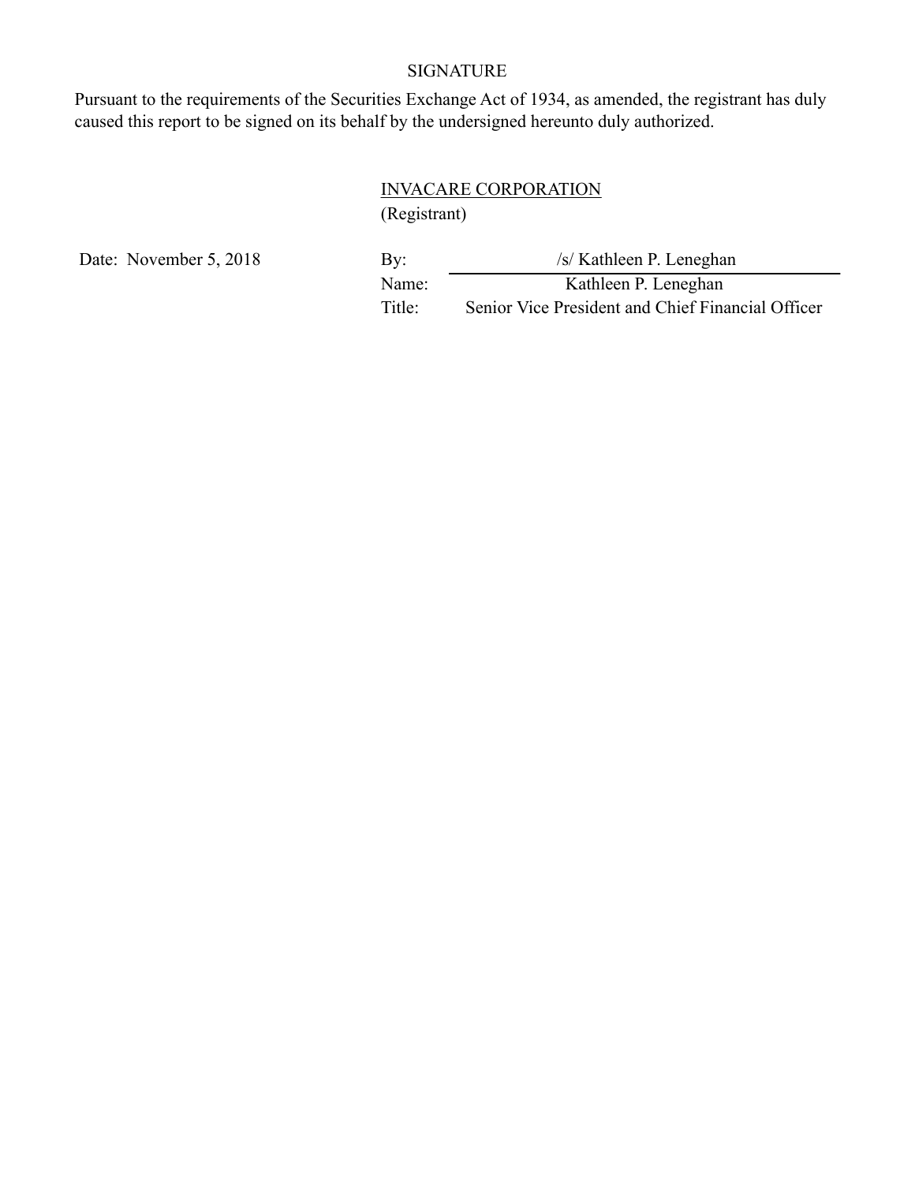SIGNATURE

Pursuant to the requirements of the Securities Exchange Act of 1934, as amended, the registrant has duly caused this report to be signed on its behalf by the undersigned hereunto duly authorized.

INVACARE CORPORATION
(Registrant)

| | | |
|---|---|---|
| Date: November 5, 2018 | By: | /s/ Kathleen P. Leneghan |
| | Name: | Kathleen P. Leneghan |
| | Title: | Senior Vice President and Chief Financial Officer |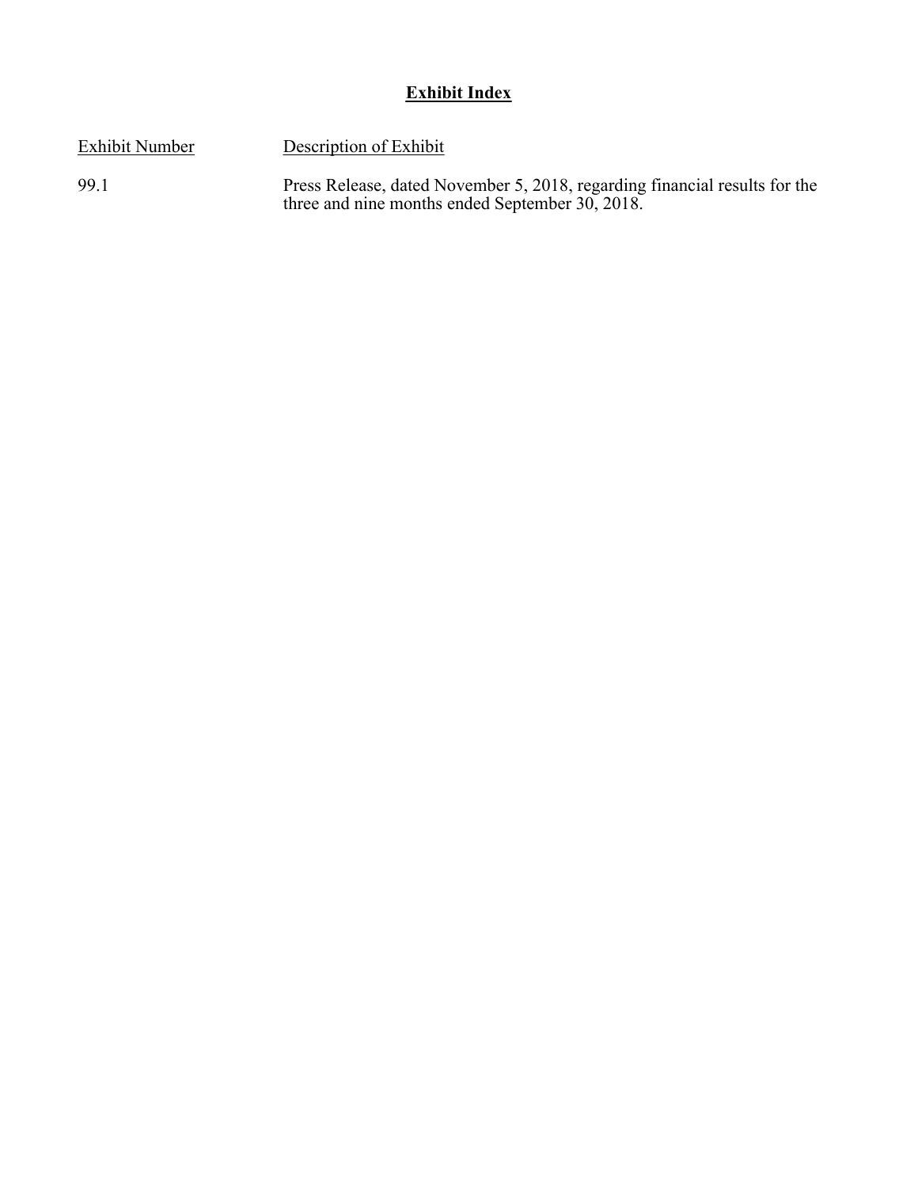## Exhibit Index

| Exhibit Number | Description of Exhibit |
| --- | --- |
| 99.1 | Press Release, dated November 5, 2018, regarding financial results for the three and nine months ended September 30, 2018. |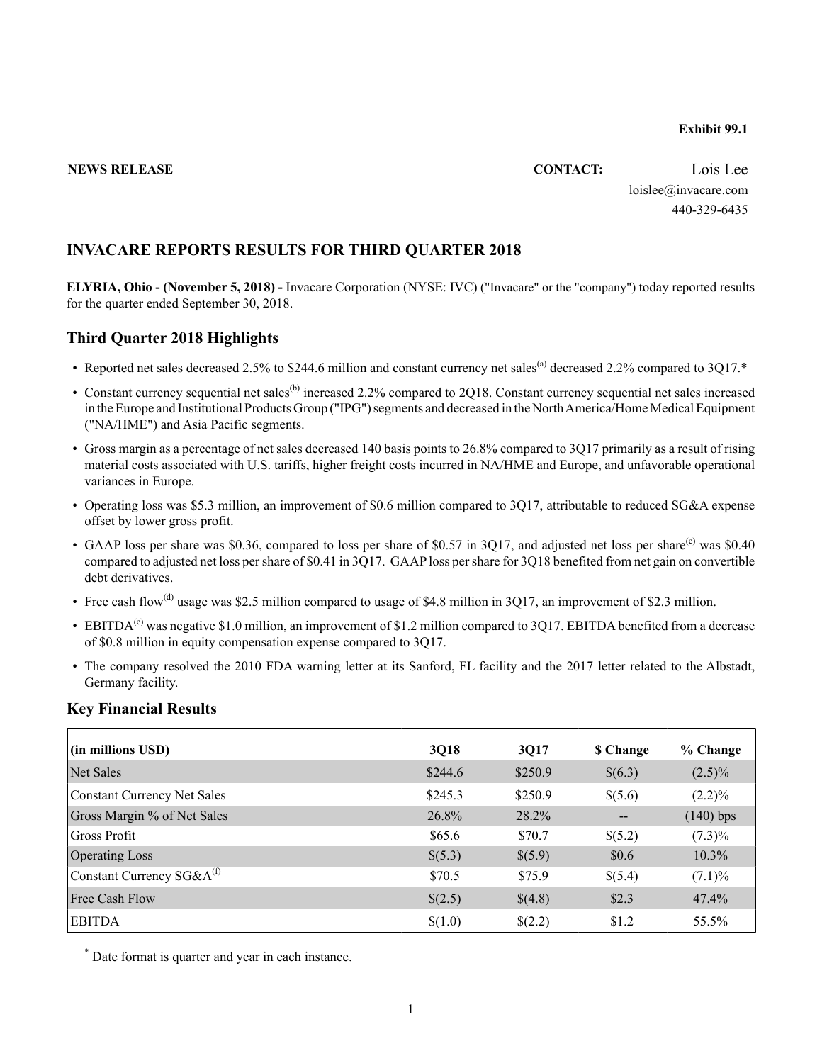**Exhibit 99.1**

**NEWS RELEASE** **CONTACT:** Lois Lee
loislee@invacare.com
440-329-6435

## INVACARE REPORTS RESULTS FOR THIRD QUARTER 2018

**ELYRIA, Ohio - (November 5, 2018) -** Invacare Corporation (NYSE: IVC) ("Invacare" or the "company") today reported results for the quarter ended September 30, 2018.

## Third Quarter 2018 Highlights

- Reported net sales decreased 2.5% to $244.6 million and constant currency net sales[(a)] decreased 2.2% compared to 3Q17.*
- Constant currency sequential net sales[(b)] increased 2.2% compared to 2Q18. Constant currency sequential net sales increased in the Europe and Institutional Products Group ("IPG") segments and decreased in the North America/Home Medical Equipment ("NA/HME") and Asia Pacific segments.
- Gross margin as a percentage of net sales decreased 140 basis points to 26.8% compared to 3Q17 primarily as a result of rising material costs associated with U.S. tariffs, higher freight costs incurred in NA/HME and Europe, and unfavorable operational variances in Europe.
- Operating loss was $5.3 million, an improvement of $0.6 million compared to 3Q17, attributable to reduced SG&A expense offset by lower gross profit.
- GAAP loss per share was $0.36, compared to loss per share of $0.57 in 3Q17, and adjusted net loss per share[(c)] was $0.40 compared to adjusted net loss per share of $0.41 in 3Q17. GAAP loss per share for 3Q18 benefited from net gain on convertible debt derivatives.
- Free cash flow[(d)] usage was $2.5 million compared to usage of $4.8 million in 3Q17, an improvement of $2.3 million.
- EBITDA[(e)] was negative $1.0 million, an improvement of $1.2 million compared to 3Q17. EBITDA benefited from a decrease of $0.8 million in equity compensation expense compared to 3Q17.
- The company resolved the 2010 FDA warning letter at its Sanford, FL facility and the 2017 letter related to the Albstadt, Germany facility.

## Key Financial Results

| (in millions USD) | 3Q18 | 3Q17 | $ Change | % Change |
|---|---|---|---|---|
| Net Sales | $244.6 | $250.9 | $(6.3) | (2.5)% |
| Constant Currency Net Sales | $245.3 | $250.9 | $(5.6) | (2.2)% |
| Gross Margin % of Net Sales | 26.8% | 28.2% | -- | (140) bps |
| Gross Profit | $65.6 | $70.7 | $(5.2) | (7.3)% |
| Operating Loss | $(5.3) | $(5.9) | $0.6 | 10.3% |
| Constant Currency SG&A[(f)] | $70.5 | $75.9 | $(5.4) | (7.1)% |
| Free Cash Flow | $(2.5) | $(4.8) | $2.3 | 47.4% |
| EBITDA | $(1.0) | $(2.2) | $1.2 | 55.5% |

* Date format is quarter and year in each instance.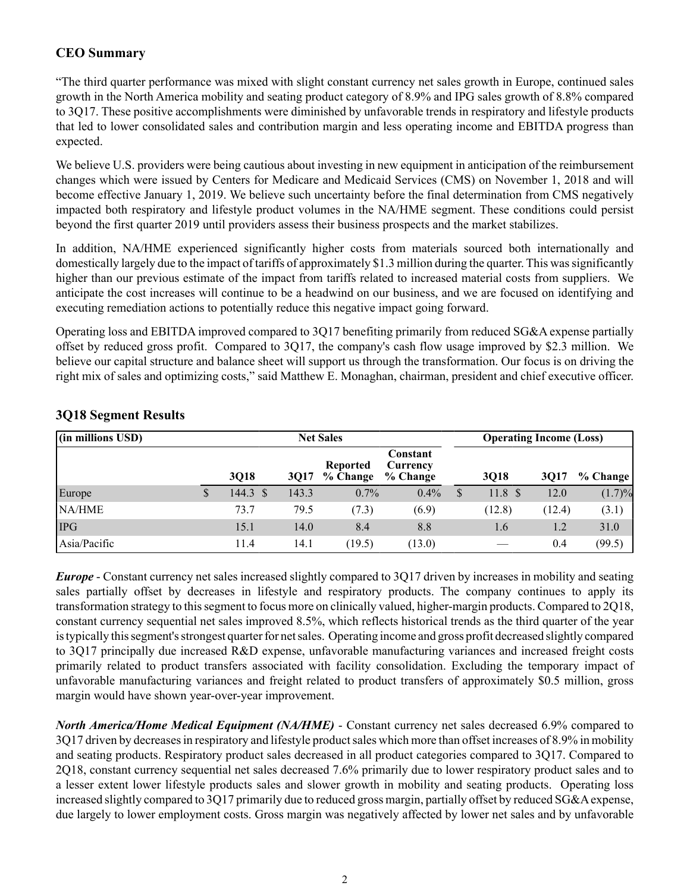## CEO Summary

"The third quarter performance was mixed with slight constant currency net sales growth in Europe, continued sales growth in the North America mobility and seating product category of 8.9% and IPG sales growth of 8.8% compared to 3Q17. These positive accomplishments were diminished by unfavorable trends in respiratory and lifestyle products that led to lower consolidated sales and contribution margin and less operating income and EBITDA progress than expected.

We believe U.S. providers were being cautious about investing in new equipment in anticipation of the reimbursement changes which were issued by Centers for Medicare and Medicaid Services (CMS) on November 1, 2018 and will become effective January 1, 2019. We believe such uncertainty before the final determination from CMS negatively impacted both respiratory and lifestyle product volumes in the NA/HME segment. These conditions could persist beyond the first quarter 2019 until providers assess their business prospects and the market stabilizes.

In addition, NA/HME experienced significantly higher costs from materials sourced both internationally and domestically largely due to the impact of tariffs of approximately $1.3 million during the quarter. This was significantly higher than our previous estimate of the impact from tariffs related to increased material costs from suppliers. We anticipate the cost increases will continue to be a headwind on our business, and we are focused on identifying and executing remediation actions to potentially reduce this negative impact going forward.

Operating loss and EBITDA improved compared to 3Q17 benefiting primarily from reduced SG&A expense partially offset by reduced gross profit. Compared to 3Q17, the company's cash flow usage improved by $2.3 million. We believe our capital structure and balance sheet will support us through the transformation. Our focus is on driving the right mix of sales and optimizing costs," said Matthew E. Monaghan, chairman, president and chief executive officer.

## 3Q18 Segment Results

| (in millions USD) | Net Sales | | | | Operating Income (Loss) | | |
|---|---|---|---|---|---|---|---|
| | 3Q18 | 3Q17 | Reported % Change | Constant Currency % Change | 3Q18 | 3Q17 | % Change |
| Europe | $ 144.3 | $ 143.3 | 0.7% | 0.4% | $ 11.8 | $ 12.0 | (1.7)% |
| NA/HME | 73.7 | 79.5 | (7.3) | (6.9) | (12.8) | (12.4) | (3.1) |
| IPG | 15.1 | 14.0 | 8.4 | 8.8 | 1.6 | 1.2 | 31.0 |
| Asia/Pacific | 11.4 | 14.1 | (19.5) | (13.0) | — | 0.4 | (99.5) |

***Europe*** - Constant currency net sales increased slightly compared to 3Q17 driven by increases in mobility and seating sales partially offset by decreases in lifestyle and respiratory products. The company continues to apply its transformation strategy to this segment to focus more on clinically valued, higher-margin products. Compared to 2Q18, constant currency sequential net sales improved 8.5%, which reflects historical trends as the third quarter of the year is typically this segment's strongest quarter for net sales. Operating income and gross profit decreased slightly compared to 3Q17 principally due increased R&D expense, unfavorable manufacturing variances and increased freight costs primarily related to product transfers associated with facility consolidation. Excluding the temporary impact of unfavorable manufacturing variances and freight related to product transfers of approximately $0.5 million, gross margin would have shown year-over-year improvement.

***North America/Home Medical Equipment (NA/HME)*** - Constant currency net sales decreased 6.9% compared to 3Q17 driven by decreases in respiratory and lifestyle product sales which more than offset increases of 8.9% in mobility and seating products. Respiratory product sales decreased in all product categories compared to 3Q17. Compared to 2Q18, constant currency sequential net sales decreased 7.6% primarily due to lower respiratory product sales and to a lesser extent lower lifestyle products sales and slower growth in mobility and seating products. Operating loss increased slightly compared to 3Q17 primarily due to reduced gross margin, partially offset by reduced SG&A expense, due largely to lower employment costs. Gross margin was negatively affected by lower net sales and by unfavorable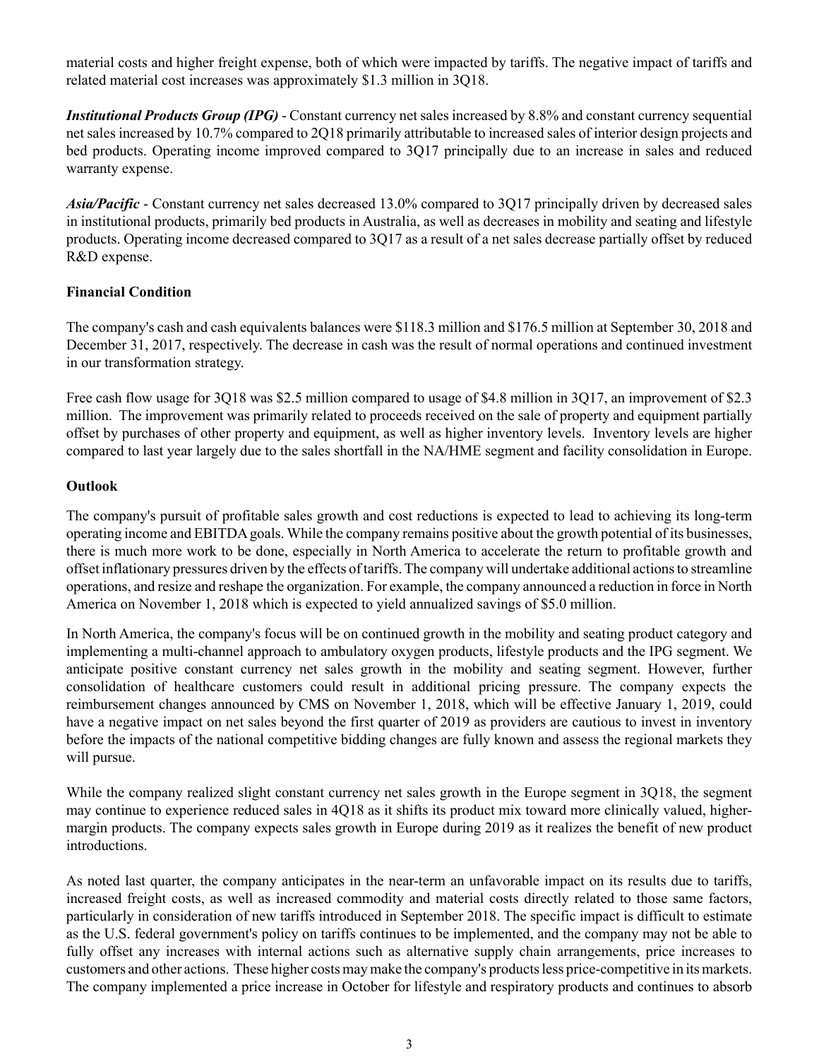material costs and higher freight expense, both of which were impacted by tariffs. The negative impact of tariffs and related material cost increases was approximately $1.3 million in 3Q18.

***Institutional Products Group (IPG)*** - Constant currency net sales increased by 8.8% and constant currency sequential net sales increased by 10.7% compared to 2Q18 primarily attributable to increased sales of interior design projects and bed products. Operating income improved compared to 3Q17 principally due to an increase in sales and reduced warranty expense.

***Asia/Pacific*** - Constant currency net sales decreased 13.0% compared to 3Q17 principally driven by decreased sales in institutional products, primarily bed products in Australia, as well as decreases in mobility and seating and lifestyle products. Operating income decreased compared to 3Q17 as a result of a net sales decrease partially offset by reduced R&D expense.

**Financial Condition**

The company's cash and cash equivalents balances were $118.3 million and $176.5 million at September 30, 2018 and December 31, 2017, respectively. The decrease in cash was the result of normal operations and continued investment in our transformation strategy.

Free cash flow usage for 3Q18 was $2.5 million compared to usage of $4.8 million in 3Q17, an improvement of $2.3 million. The improvement was primarily related to proceeds received on the sale of property and equipment partially offset by purchases of other property and equipment, as well as higher inventory levels. Inventory levels are higher compared to last year largely due to the sales shortfall in the NA/HME segment and facility consolidation in Europe.

**Outlook**

The company's pursuit of profitable sales growth and cost reductions is expected to lead to achieving its long-term operating income and EBITDA goals. While the company remains positive about the growth potential of its businesses, there is much more work to be done, especially in North America to accelerate the return to profitable growth and offset inflationary pressures driven by the effects of tariffs. The company will undertake additional actions to streamline operations, and resize and reshape the organization. For example, the company announced a reduction in force in North America on November 1, 2018 which is expected to yield annualized savings of $5.0 million.

In North America, the company's focus will be on continued growth in the mobility and seating product category and implementing a multi-channel approach to ambulatory oxygen products, lifestyle products and the IPG segment. We anticipate positive constant currency net sales growth in the mobility and seating segment. However, further consolidation of healthcare customers could result in additional pricing pressure. The company expects the reimbursement changes announced by CMS on November 1, 2018, which will be effective January 1, 2019, could have a negative impact on net sales beyond the first quarter of 2019 as providers are cautious to invest in inventory before the impacts of the national competitive bidding changes are fully known and assess the regional markets they will pursue.

While the company realized slight constant currency net sales growth in the Europe segment in 3Q18, the segment may continue to experience reduced sales in 4Q18 as it shifts its product mix toward more clinically valued, higher-margin products. The company expects sales growth in Europe during 2019 as it realizes the benefit of new product introductions.

As noted last quarter, the company anticipates in the near-term an unfavorable impact on its results due to tariffs, increased freight costs, as well as increased commodity and material costs directly related to those same factors, particularly in consideration of new tariffs introduced in September 2018. The specific impact is difficult to estimate as the U.S. federal government's policy on tariffs continues to be implemented, and the company may not be able to fully offset any increases with internal actions such as alternative supply chain arrangements, price increases to customers and other actions. These higher costs may make the company's products less price-competitive in its markets. The company implemented a price increase in October for lifestyle and respiratory products and continues to absorb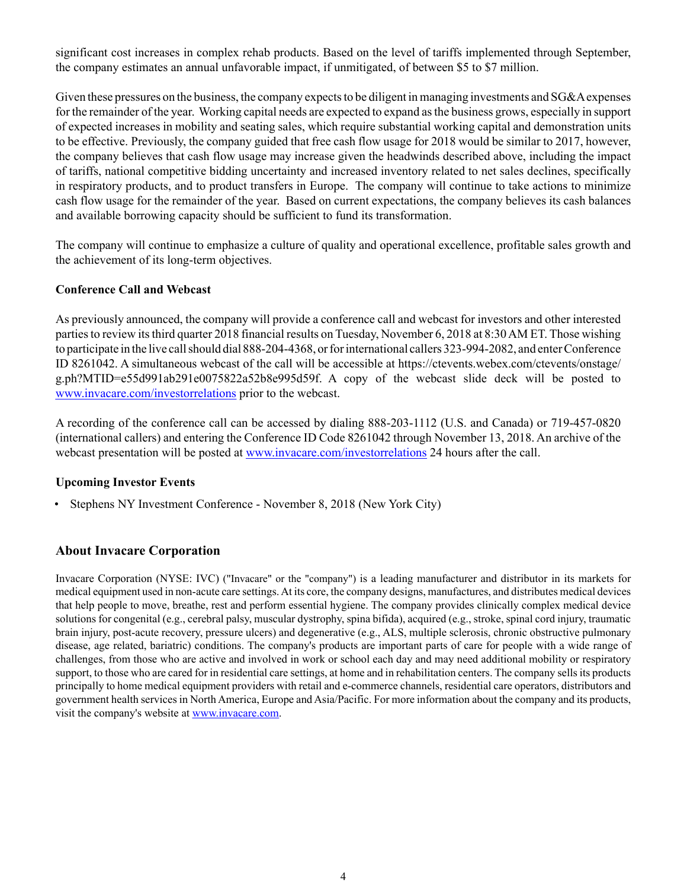significant cost increases in complex rehab products. Based on the level of tariffs implemented through September, the company estimates an annual unfavorable impact, if unmitigated, of between $5 to $7 million.

Given these pressures on the business, the company expects to be diligent in managing investments and SG&A expenses for the remainder of the year. Working capital needs are expected to expand as the business grows, especially in support of expected increases in mobility and seating sales, which require substantial working capital and demonstration units to be effective. Previously, the company guided that free cash flow usage for 2018 would be similar to 2017, however, the company believes that cash flow usage may increase given the headwinds described above, including the impact of tariffs, national competitive bidding uncertainty and increased inventory related to net sales declines, specifically in respiratory products, and to product transfers in Europe. The company will continue to take actions to minimize cash flow usage for the remainder of the year. Based on current expectations, the company believes its cash balances and available borrowing capacity should be sufficient to fund its transformation.

The company will continue to emphasize a culture of quality and operational excellence, profitable sales growth and the achievement of its long-term objectives.

**Conference Call and Webcast**

As previously announced, the company will provide a conference call and webcast for investors and other interested parties to review its third quarter 2018 financial results on Tuesday, November 6, 2018 at 8:30 AM ET. Those wishing to participate in the live call should dial 888-204-4368, or for international callers 323-994-2082, and enter Conference ID 8261042. A simultaneous webcast of the call will be accessible at https://ctevents.webex.com/ctevents/onstage/g.php?MTID=e55d991ab291e0075822a52b8e995d59f. A copy of the webcast slide deck will be posted to www.invacare.com/investorrelations prior to the webcast.

A recording of the conference call can be accessed by dialing 888-203-1112 (U.S. and Canada) or 719-457-0820 (international callers) and entering the Conference ID Code 8261042 through November 13, 2018. An archive of the webcast presentation will be posted at www.invacare.com/investorrelations 24 hours after the call.

**Upcoming Investor Events**

- Stephens NY Investment Conference - November 8, 2018 (New York City)

## About Invacare Corporation

Invacare Corporation (NYSE: IVC) ("Invacare" or the "company") is a leading manufacturer and distributor in its markets for medical equipment used in non-acute care settings. At its core, the company designs, manufactures, and distributes medical devices that help people to move, breathe, rest and perform essential hygiene. The company provides clinically complex medical device solutions for congenital (e.g., cerebral palsy, muscular dystrophy, spina bifida), acquired (e.g., stroke, spinal cord injury, traumatic brain injury, post-acute recovery, pressure ulcers) and degenerative (e.g., ALS, multiple sclerosis, chronic obstructive pulmonary disease, age related, bariatric) conditions. The company's products are important parts of care for people with a wide range of challenges, from those who are active and involved in work or school each day and may need additional mobility or respiratory support, to those who are cared for in residential care settings, at home and in rehabilitation centers. The company sells its products principally to home medical equipment providers with retail and e-commerce channels, residential care operators, distributors and government health services in North America, Europe and Asia/Pacific. For more information about the company and its products, visit the company's website at www.invacare.com.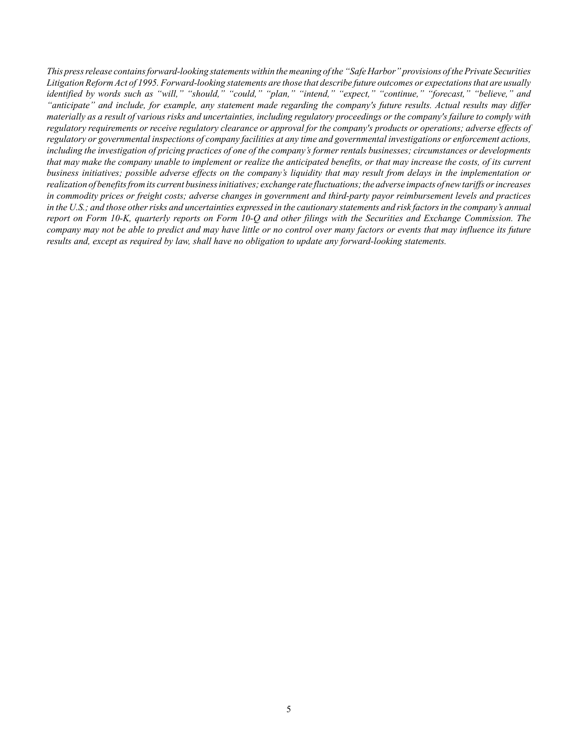*This press release contains forward-looking statements within the meaning of the "Safe Harbor" provisions of the Private Securities Litigation Reform Act of 1995. Forward-looking statements are those that describe future outcomes or expectations that are usually identified by words such as "will," "should," "could," "plan," "intend," "expect," "continue," "forecast," "believe," and "anticipate" and include, for example, any statement made regarding the company's future results. Actual results may differ materially as a result of various risks and uncertainties, including regulatory proceedings or the company's failure to comply with regulatory requirements or receive regulatory clearance or approval for the company's products or operations; adverse effects of regulatory or governmental inspections of company facilities at any time and governmental investigations or enforcement actions, including the investigation of pricing practices of one of the company's former rentals businesses; circumstances or developments that may make the company unable to implement or realize the anticipated benefits, or that may increase the costs, of its current business initiatives; possible adverse effects on the company's liquidity that may result from delays in the implementation or realization of benefits from its current business initiatives; exchange rate fluctuations; the adverse impacts of new tariffs or increases in commodity prices or freight costs; adverse changes in government and third-party payor reimbursement levels and practices in the U.S.; and those other risks and uncertainties expressed in the cautionary statements and risk factors in the company's annual report on Form 10-K, quarterly reports on Form 10-Q and other filings with the Securities and Exchange Commission. The company may not be able to predict and may have little or no control over many factors or events that may influence its future results and, except as required by law, shall have no obligation to update any forward-looking statements.*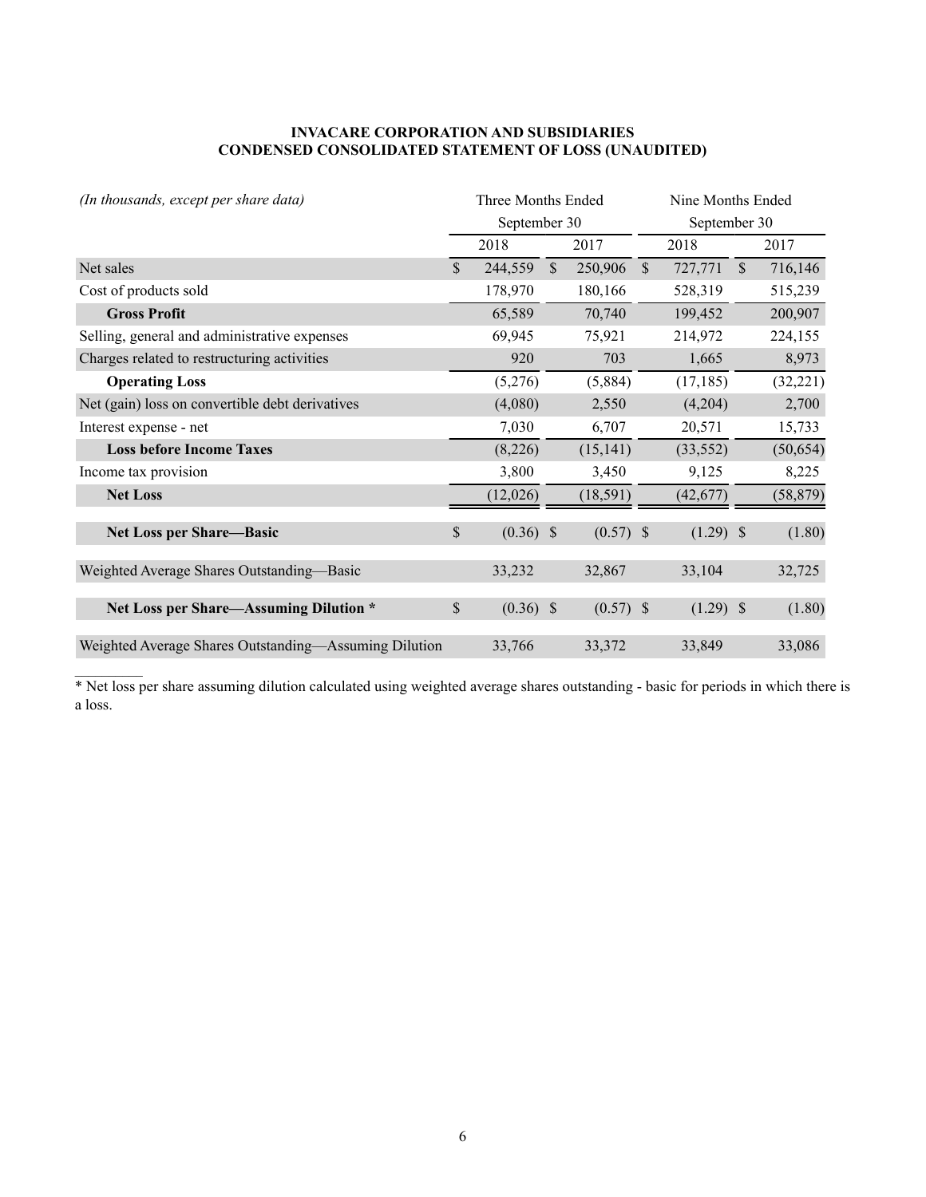**INVACARE CORPORATION AND SUBSIDIARIES**
**CONDENSED CONSOLIDATED STATEMENT OF LOSS (UNAUDITED)**

| *(In thousands, except per share data)* | Three Months Ended September 30 | | Nine Months Ended September 30 | |
|---|---|---|---|---|
| | 2018 | 2017 | 2018 | 2017 |
| Net sales | $ 244,559 | $ 250,906 | $ 727,771 | $ 716,146 |
| Cost of products sold | 178,970 | 180,166 | 528,319 | 515,239 |
| **Gross Profit** | 65,589 | 70,740 | 199,452 | 200,907 |
| Selling, general and administrative expenses | 69,945 | 75,921 | 214,972 | 224,155 |
| Charges related to restructuring activities | 920 | 703 | 1,665 | 8,973 |
| **Operating Loss** | (5,276) | (5,884) | (17,185) | (32,221) |
| Net (gain) loss on convertible debt derivatives | (4,080) | 2,550 | (4,204) | 2,700 |
| Interest expense - net | 7,030 | 6,707 | 20,571 | 15,733 |
| **Loss before Income Taxes** | (8,226) | (15,141) | (33,552) | (50,654) |
| Income tax provision | 3,800 | 3,450 | 9,125 | 8,225 |
| **Net Loss** | (12,026) | (18,591) | (42,677) | (58,879) |
| **Net Loss per Share—Basic** | $ (0.36) | $ (0.57) | $ (1.29) | $ (1.80) |
| Weighted Average Shares Outstanding—Basic | 33,232 | 32,867 | 33,104 | 32,725 |
| **Net Loss per Share—Assuming Dilution *** | $ (0.36) | $ (0.57) | $ (1.29) | $ (1.80) |
| Weighted Average Shares Outstanding—Assuming Dilution | 33,766 | 33,372 | 33,849 | 33,086 |

* Net loss per share assuming dilution calculated using weighted average shares outstanding - basic for periods in which there is a loss.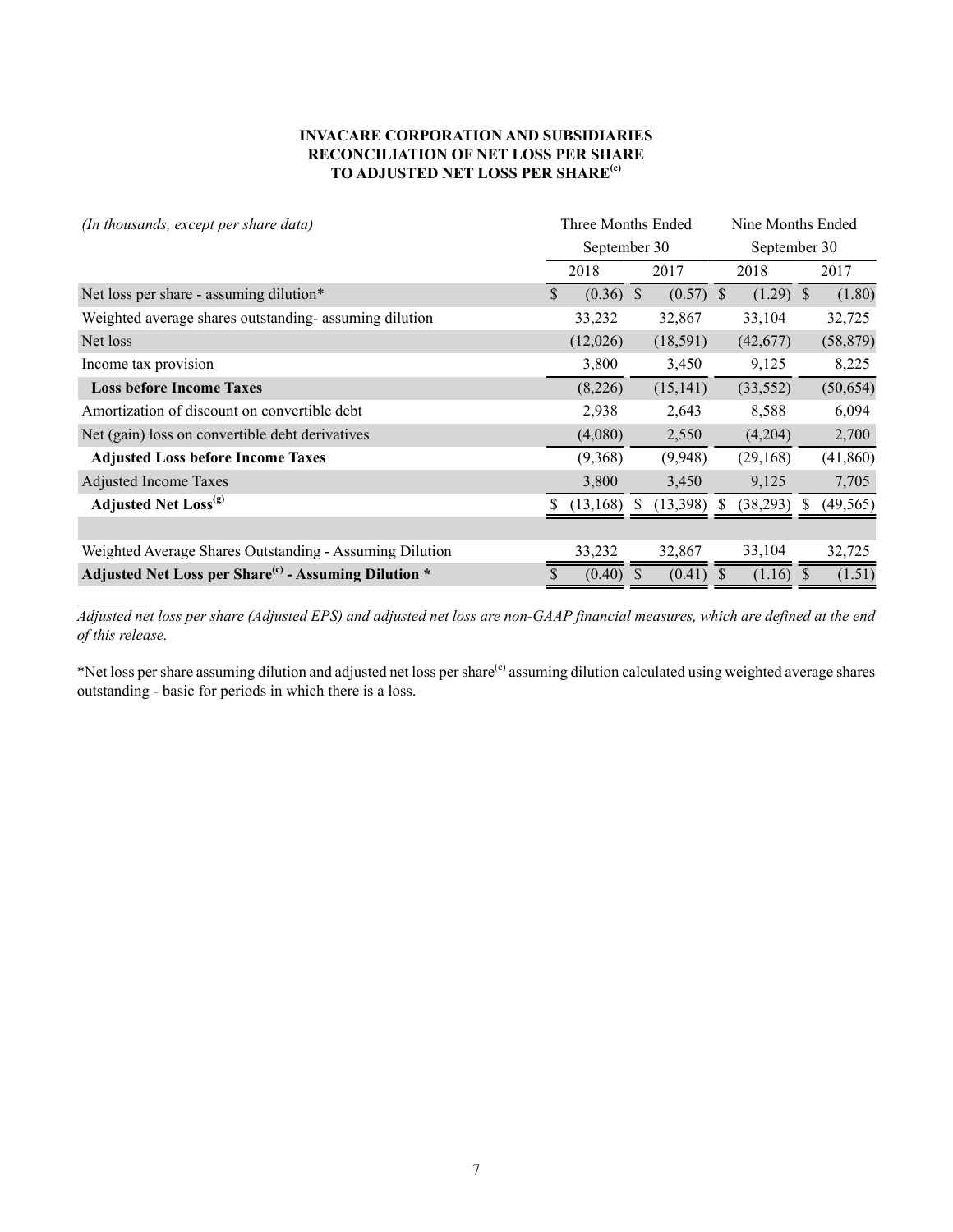**INVACARE CORPORATION AND SUBSIDIARIES**
**RECONCILIATION OF NET LOSS PER SHARE**
**TO ADJUSTED NET LOSS PER SHARE[(c)]**

| *(In thousands, except per share data)* | Three Months Ended September 30 | | Nine Months Ended September 30 | |
|---|---|---|---|---|
| | 2018 | 2017 | 2018 | 2017 |
| Net loss per share - assuming dilution* | $ (0.36) | $ (0.57) | $ (1.29) | $ (1.80) |
| Weighted average shares outstanding- assuming dilution | 33,232 | 32,867 | 33,104 | 32,725 |
| Net loss | (12,026) | (18,591) | (42,677) | (58,879) |
| Income tax provision | 3,800 | 3,450 | 9,125 | 8,225 |
| **Loss before Income Taxes** | (8,226) | (15,141) | (33,552) | (50,654) |
| Amortization of discount on convertible debt | 2,938 | 2,643 | 8,588 | 6,094 |
| Net (gain) loss on convertible debt derivatives | (4,080) | 2,550 | (4,204) | 2,700 |
| **Adjusted Loss before Income Taxes** | (9,368) | (9,948) | (29,168) | (41,860) |
| Adjusted Income Taxes | 3,800 | 3,450 | 9,125 | 7,705 |
| **Adjusted Net Loss[(g)]** | $ (13,168) | $ (13,398) | $ (38,293) | $ (49,565) |
| | | | | |
| Weighted Average Shares Outstanding - Assuming Dilution | 33,232 | 32,867 | 33,104 | 32,725 |
| **Adjusted Net Loss per Share[(c)] - Assuming Dilution *** | $ (0.40) | $ (0.41) | $ (1.16) | $ (1.51) |

*Adjusted net loss per share (Adjusted EPS) and adjusted net loss are non-GAAP financial measures, which are defined at the end of this release.*

*Net loss per share assuming dilution and adjusted net loss per share[(c)] assuming dilution calculated using weighted average shares outstanding - basic for periods in which there is a loss.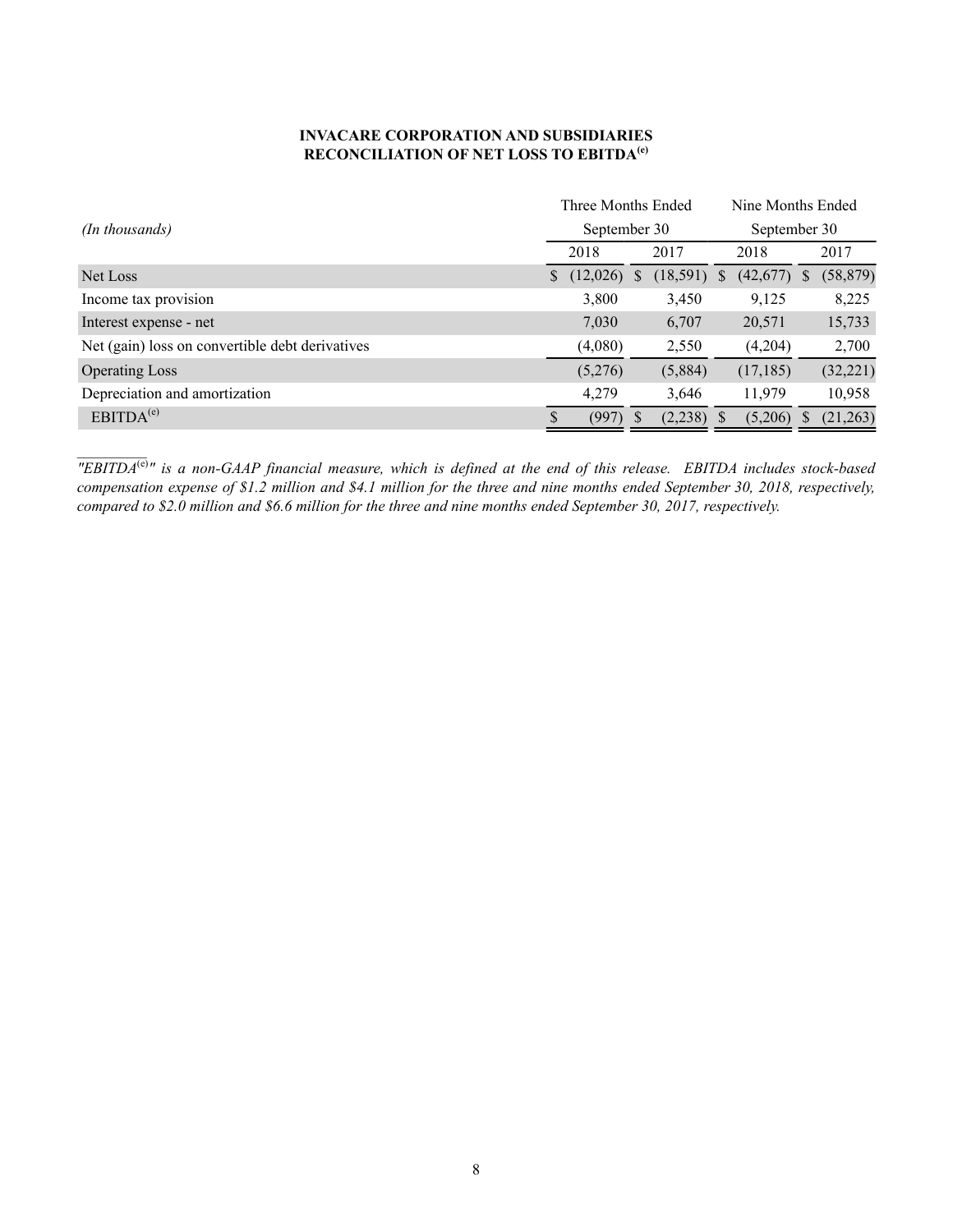**INVACARE CORPORATION AND SUBSIDIARIES**
**RECONCILIATION OF NET LOSS TO EBITDA[(e)]**

| *(In thousands)* | Three Months Ended September 30 | | Nine Months Ended September 30 | |
|---|---|---|---|---|
| | 2018 | 2017 | 2018 | 2017 |
| Net Loss | $ (12,026) | $ (18,591) | $ (42,677) | $ (58,879) |
| Income tax provision | 3,800 | 3,450 | 9,125 | 8,225 |
| Interest expense - net | 7,030 | 6,707 | 20,571 | 15,733 |
| Net (gain) loss on convertible debt derivatives | (4,080) | 2,550 | (4,204) | 2,700 |
| Operating Loss | (5,276) | (5,884) | (17,185) | (32,221) |
| Depreciation and amortization | 4,279 | 3,646 | 11,979 | 10,958 |
| EBITDA[(e)] | $ (997) | $ (2,238) | $ (5,206) | $ (21,263) |

*"EBITDA[(e)]" is a non-GAAP financial measure, which is defined at the end of this release. EBITDA includes stock-based compensation expense of $1.2 million and $4.1 million for the three and nine months ended September 30, 2018, respectively, compared to $2.0 million and $6.6 million for the three and nine months ended September 30, 2017, respectively.*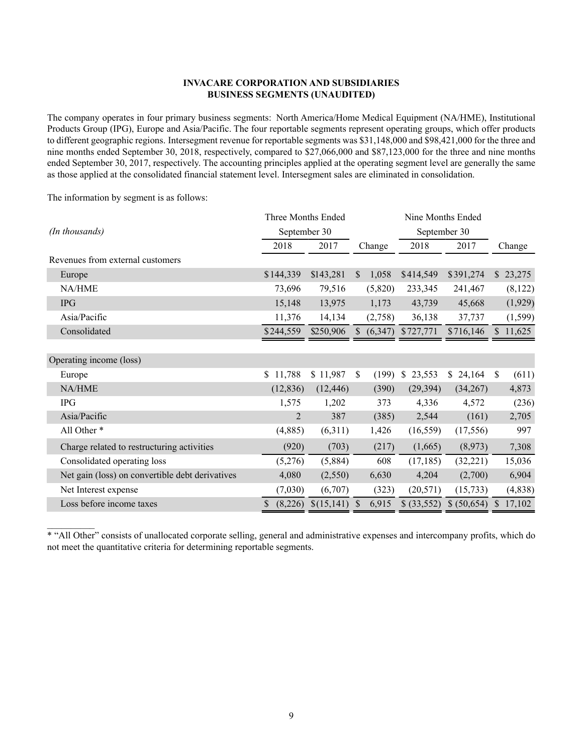**INVACARE CORPORATION AND SUBSIDIARIES**
**BUSINESS SEGMENTS (UNAUDITED)**

The company operates in four primary business segments: North America/Home Medical Equipment (NA/HME), Institutional Products Group (IPG), Europe and Asia/Pacific. The four reportable segments represent operating groups, which offer products to different geographic regions. Intersegment revenue for reportable segments was $31,148,000 and $98,421,000 for the three and nine months ended September 30, 2018, respectively, compared to $27,066,000 and $87,123,000 for the three and nine months ended September 30, 2017, respectively. The accounting principles applied at the operating segment level are generally the same as those applied at the consolidated financial statement level. Intersegment sales are eliminated in consolidation.

The information by segment is as follows:

| *(In thousands)* | Three Months Ended September 30 | | | Nine Months Ended September 30 | | |
|---|---|---|---|---|---|---|
| | 2018 | 2017 | Change | 2018 | 2017 | Change |
| Revenues from external customers | | | | | | |
| Europe | $144,339 | $143,281 | $ 1,058 | $414,549 | $391,274 | $ 23,275 |
| NA/HME | 73,696 | 79,516 | (5,820) | 233,345 | 241,467 | (8,122) |
| IPG | 15,148 | 13,975 | 1,173 | 43,739 | 45,668 | (1,929) |
| Asia/Pacific | 11,376 | 14,134 | (2,758) | 36,138 | 37,737 | (1,599) |
| Consolidated | $244,559 | $250,906 | $ (6,347) | $727,771 | $716,146 | $ 11,625 |
| | | | | | | |
| Operating income (loss) | | | | | | |
| Europe | $ 11,788 | $ 11,987 | $ (199) | $ 23,553 | $ 24,164 | $ (611) |
| NA/HME | (12,836) | (12,446) | (390) | (29,394) | (34,267) | 4,873 |
| IPG | 1,575 | 1,202 | 373 | 4,336 | 4,572 | (236) |
| Asia/Pacific | 2 | 387 | (385) | 2,544 | (161) | 2,705 |
| All Other * | (4,885) | (6,311) | 1,426 | (16,559) | (17,556) | 997 |
| Charge related to restructuring activities | (920) | (703) | (217) | (1,665) | (8,973) | 7,308 |
| Consolidated operating loss | (5,276) | (5,884) | 608 | (17,185) | (32,221) | 15,036 |
| Net gain (loss) on convertible debt derivatives | 4,080 | (2,550) | 6,630 | 4,204 | (2,700) | 6,904 |
| Net Interest expense | (7,030) | (6,707) | (323) | (20,571) | (15,733) | (4,838) |
| Loss before income taxes | $ (8,226) | $(15,141) | $ 6,915 | $ (33,552) | $ (50,654) | $ 17,102 |

\* "All Other" consists of unallocated corporate selling, general and administrative expenses and intercompany profits, which do not meet the quantitative criteria for determining reportable segments.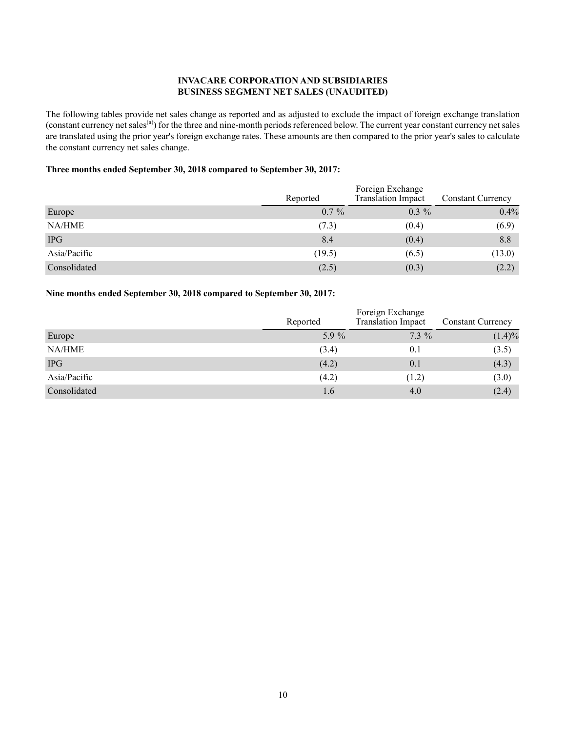**INVACARE CORPORATION AND SUBSIDIARIES**
**BUSINESS SEGMENT NET SALES (UNAUDITED)**

The following tables provide net sales change as reported and as adjusted to exclude the impact of foreign exchange translation (constant currency net sales[a]) for the three and nine-month periods referenced below. The current year constant currency net sales are translated using the prior year's foreign exchange rates. These amounts are then compared to the prior year's sales to calculate the constant currency net sales change.

**Three months ended September 30, 2018 compared to September 30, 2017:**

| | Reported | Foreign Exchange Translation Impact | Constant Currency |
|---|---|---|---|
| Europe | 0.7 % | 0.3 % | 0.4% |
| NA/HME | (7.3) | (0.4) | (6.9) |
| IPG | 8.4 | (0.4) | 8.8 |
| Asia/Pacific | (19.5) | (6.5) | (13.0) |
| Consolidated | (2.5) | (0.3) | (2.2) |

**Nine months ended September 30, 2018 compared to September 30, 2017:**

| | Reported | Foreign Exchange Translation Impact | Constant Currency |
|---|---|---|---|
| Europe | 5.9 % | 7.3 % | (1.4)% |
| NA/HME | (3.4) | 0.1 | (3.5) |
| IPG | (4.2) | 0.1 | (4.3) |
| Asia/Pacific | (4.2) | (1.2) | (3.0) |
| Consolidated | 1.6 | 4.0 | (2.4) |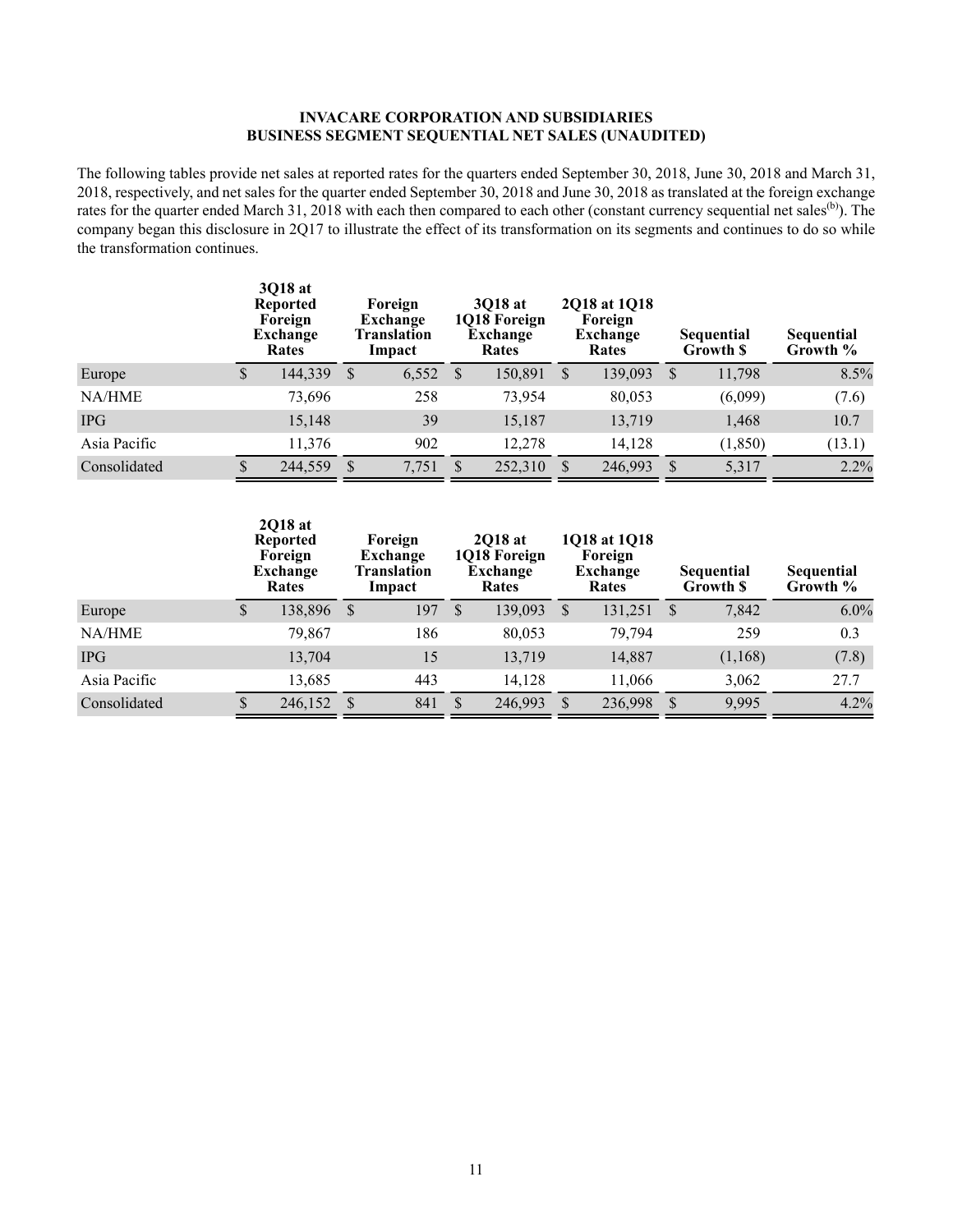**INVACARE CORPORATION AND SUBSIDIARIES**
**BUSINESS SEGMENT SEQUENTIAL NET SALES (UNAUDITED)**

The following tables provide net sales at reported rates for the quarters ended September 30, 2018, June 30, 2018 and March 31, 2018, respectively, and net sales for the quarter ended September 30, 2018 and June 30, 2018 as translated at the foreign exchange rates for the quarter ended March 31, 2018 with each then compared to each other (constant currency sequential net sales[b]). The company began this disclosure in 2Q17 to illustrate the effect of its transformation on its segments and continues to do so while the transformation continues.

| | 3Q18 at Reported Foreign Exchange Rates | Foreign Exchange Translation Impact | 3Q18 at 1Q18 Foreign Exchange Rates | 2Q18 at 1Q18 Foreign Exchange Rates | Sequential Growth $ | Sequential Growth % |
|---|---|---|---|---|---|---|
| Europe | $ 144,339 | $ 6,552 | $ 150,891 | $ 139,093 | $ 11,798 | 8.5% |
| NA/HME | 73,696 | 258 | 73,954 | 80,053 | (6,099) | (7.6) |
| IPG | 15,148 | 39 | 15,187 | 13,719 | 1,468 | 10.7 |
| Asia Pacific | 11,376 | 902 | 12,278 | 14,128 | (1,850) | (13.1) |
| Consolidated | $ 244,559 | $ 7,751 | $ 252,310 | $ 246,993 | $ 5,317 | 2.2% |

| | 2Q18 at Reported Foreign Exchange Rates | Foreign Exchange Translation Impact | 2Q18 at 1Q18 Foreign Exchange Rates | 1Q18 at 1Q18 Foreign Exchange Rates | Sequential Growth $ | Sequential Growth % |
|---|---|---|---|---|---|---|
| Europe | $ 138,896 | $ 197 | $ 139,093 | $ 131,251 | $ 7,842 | 6.0% |
| NA/HME | 79,867 | 186 | 80,053 | 79,794 | 259 | 0.3 |
| IPG | 13,704 | 15 | 13,719 | 14,887 | (1,168) | (7.8) |
| Asia Pacific | 13,685 | 443 | 14,128 | 11,066 | 3,062 | 27.7 |
| Consolidated | $ 246,152 | $ 841 | $ 246,993 | $ 236,998 | $ 9,995 | 4.2% |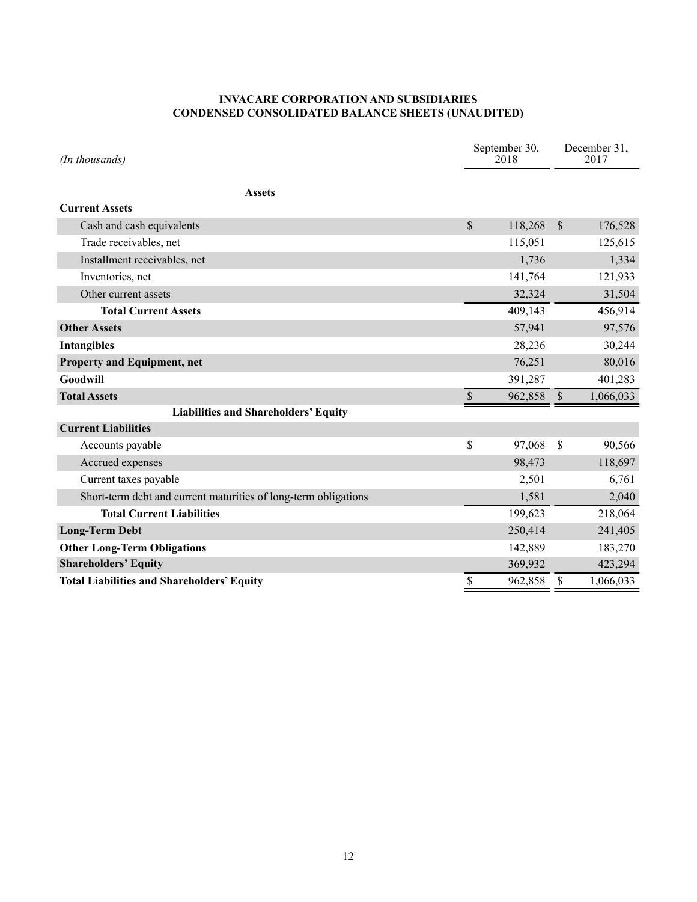**INVACARE CORPORATION AND SUBSIDIARIES**
**CONDENSED CONSOLIDATED BALANCE SHEETS (UNAUDITED)**

| *(In thousands)* | September 30, 2018 | December 31, 2017 |
|---|---|---|
| **Assets** | | |
| **Current Assets** | | |
| Cash and cash equivalents | $ 118,268 | $ 176,528 |
| Trade receivables, net | 115,051 | 125,615 |
| Installment receivables, net | 1,736 | 1,334 |
| Inventories, net | 141,764 | 121,933 |
| Other current assets | 32,324 | 31,504 |
| **Total Current Assets** | 409,143 | 456,914 |
| **Other Assets** | 57,941 | 97,576 |
| **Intangibles** | 28,236 | 30,244 |
| **Property and Equipment, net** | 76,251 | 80,016 |
| **Goodwill** | 391,287 | 401,283 |
| **Total Assets** | $ 962,858 | $ 1,066,033 |
| **Liabilities and Shareholders' Equity** | | |
| **Current Liabilities** | | |
| Accounts payable | $ 97,068 | $ 90,566 |
| Accrued expenses | 98,473 | 118,697 |
| Current taxes payable | 2,501 | 6,761 |
| Short-term debt and current maturities of long-term obligations | 1,581 | 2,040 |
| **Total Current Liabilities** | 199,623 | 218,064 |
| **Long-Term Debt** | 250,414 | 241,405 |
| **Other Long-Term Obligations** | 142,889 | 183,270 |
| **Shareholders' Equity** | 369,932 | 423,294 |
| **Total Liabilities and Shareholders' Equity** | $ 962,858 | $ 1,066,033 |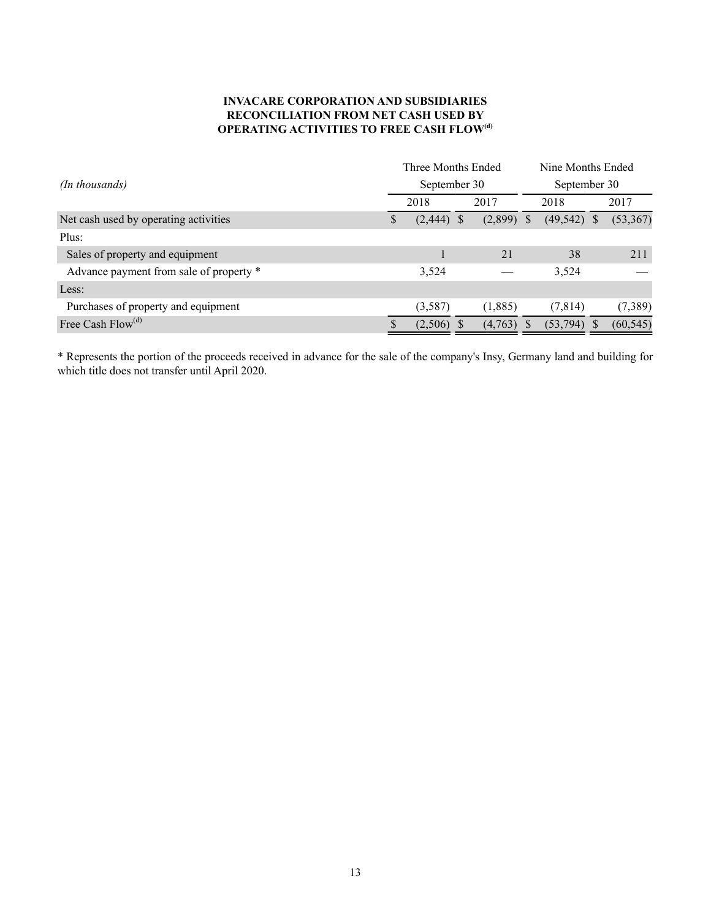**INVACARE CORPORATION AND SUBSIDIARIES**
**RECONCILIATION FROM NET CASH USED BY**
**OPERATING ACTIVITIES TO FREE CASH FLOW(d)**

| *(In thousands)* | Three Months Ended September 30 | | Nine Months Ended September 30 | |
|---|---|---|---|---|
| | 2018 | 2017 | 2018 | 2017 |
| Net cash used by operating activities | $ (2,444) | $ (2,899) | $ (49,542) | $ (53,367) |
| Plus: | | | | |
| Sales of property and equipment | 1 | 21 | 38 | 211 |
| Advance payment from sale of property * | 3,524 | — | 3,524 | — |
| Less: | | | | |
| Purchases of property and equipment | (3,587) | (1,885) | (7,814) | (7,389) |
| Free Cash Flow(d) | $ (2,506) | $ (4,763) | $ (53,794) | $ (60,545) |

* Represents the portion of the proceeds received in advance for the sale of the company's Insy, Germany land and building for which title does not transfer until April 2020.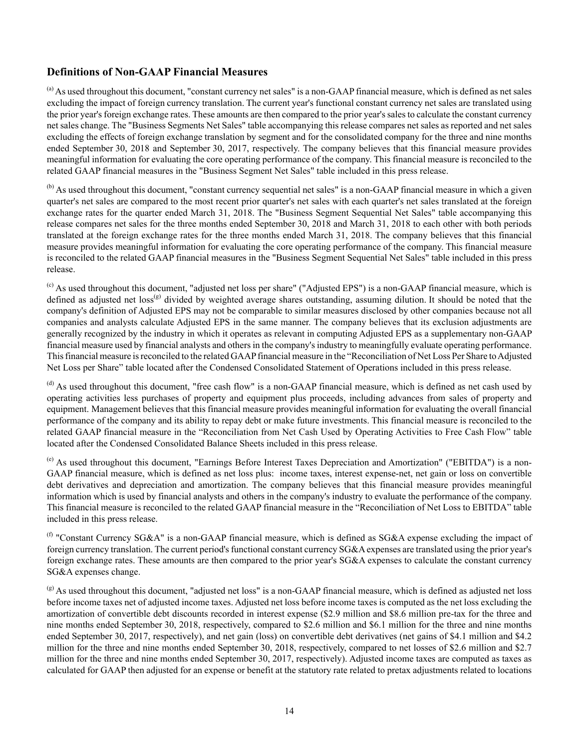## Definitions of Non-GAAP Financial Measures

[a] As used throughout this document, "constant currency net sales" is a non-GAAP financial measure, which is defined as net sales excluding the impact of foreign currency translation. The current year's functional constant currency net sales are translated using the prior year's foreign exchange rates. These amounts are then compared to the prior year's sales to calculate the constant currency net sales change. The "Business Segments Net Sales" table accompanying this release compares net sales as reported and net sales excluding the effects of foreign exchange translation by segment and for the consolidated company for the three and nine months ended September 30, 2018 and September 30, 2017, respectively. The company believes that this financial measure provides meaningful information for evaluating the core operating performance of the company. This financial measure is reconciled to the related GAAP financial measures in the "Business Segment Net Sales" table included in this press release.

[b] As used throughout this document, "constant currency sequential net sales" is a non-GAAP financial measure in which a given quarter's net sales are compared to the most recent prior quarter's net sales with each quarter's net sales translated at the foreign exchange rates for the quarter ended March 31, 2018. The "Business Segment Sequential Net Sales" table accompanying this release compares net sales for the three months ended September 30, 2018 and March 31, 2018 to each other with both periods translated at the foreign exchange rates for the three months ended March 31, 2018. The company believes that this financial measure provides meaningful information for evaluating the core operating performance of the company. This financial measure is reconciled to the related GAAP financial measures in the "Business Segment Sequential Net Sales" table included in this press release.

[c] As used throughout this document, "adjusted net loss per share" ("Adjusted EPS") is a non-GAAP financial measure, which is defined as adjusted net loss[g] divided by weighted average shares outstanding, assuming dilution. It should be noted that the company's definition of Adjusted EPS may not be comparable to similar measures disclosed by other companies because not all companies and analysts calculate Adjusted EPS in the same manner. The company believes that its exclusion adjustments are generally recognized by the industry in which it operates as relevant in computing Adjusted EPS as a supplementary non-GAAP financial measure used by financial analysts and others in the company's industry to meaningfully evaluate operating performance. This financial measure is reconciled to the related GAAP financial measure in the "Reconciliation of Net Loss Per Share to Adjusted Net Loss per Share" table located after the Condensed Consolidated Statement of Operations included in this press release.

[d] As used throughout this document, "free cash flow" is a non-GAAP financial measure, which is defined as net cash used by operating activities less purchases of property and equipment plus proceeds, including advances from sales of property and equipment. Management believes that this financial measure provides meaningful information for evaluating the overall financial performance of the company and its ability to repay debt or make future investments. This financial measure is reconciled to the related GAAP financial measure in the "Reconciliation from Net Cash Used by Operating Activities to Free Cash Flow" table located after the Condensed Consolidated Balance Sheets included in this press release.

[e] As used throughout this document, "Earnings Before Interest Taxes Depreciation and Amortization" ("EBITDA") is a non-GAAP financial measure, which is defined as net loss plus: income taxes, interest expense-net, net gain or loss on convertible debt derivatives and depreciation and amortization. The company believes that this financial measure provides meaningful information which is used by financial analysts and others in the company's industry to evaluate the performance of the company. This financial measure is reconciled to the related GAAP financial measure in the "Reconciliation of Net Loss to EBITDA" table included in this press release.

[f] "Constant Currency SG&A" is a non-GAAP financial measure, which is defined as SG&A expense excluding the impact of foreign currency translation. The current period's functional constant currency SG&A expenses are translated using the prior year's foreign exchange rates. These amounts are then compared to the prior year's SG&A expenses to calculate the constant currency SG&A expenses change.

[g] As used throughout this document, "adjusted net loss" is a non-GAAP financial measure, which is defined as adjusted net loss before income taxes net of adjusted income taxes. Adjusted net loss before income taxes is computed as the net loss excluding the amortization of convertible debt discounts recorded in interest expense ($2.9 million and $8.6 million pre-tax for the three and nine months ended September 30, 2018, respectively, compared to $2.6 million and $6.1 million for the three and nine months ended September 30, 2017, respectively), and net gain (loss) on convertible debt derivatives (net gains of $4.1 million and $4.2 million for the three and nine months ended September 30, 2018, respectively, compared to net losses of $2.6 million and $2.7 million for the three and nine months ended September 30, 2017, respectively). Adjusted income taxes are computed as taxes as calculated for GAAP then adjusted for an expense or benefit at the statutory rate related to pretax adjustments related to locations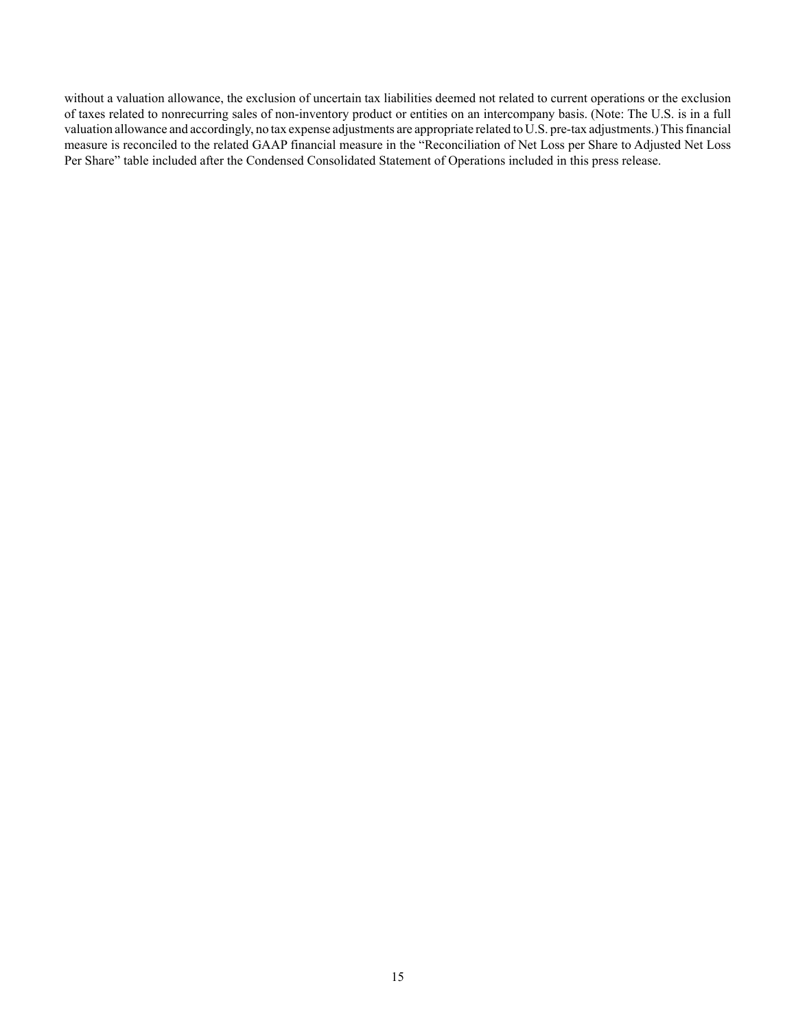without a valuation allowance, the exclusion of uncertain tax liabilities deemed not related to current operations or the exclusion of taxes related to nonrecurring sales of non-inventory product or entities on an intercompany basis. (Note: The U.S. is in a full valuation allowance and accordingly, no tax expense adjustments are appropriate related to U.S. pre-tax adjustments.) This financial measure is reconciled to the related GAAP financial measure in the "Reconciliation of Net Loss per Share to Adjusted Net Loss Per Share" table included after the Condensed Consolidated Statement of Operations included in this press release.